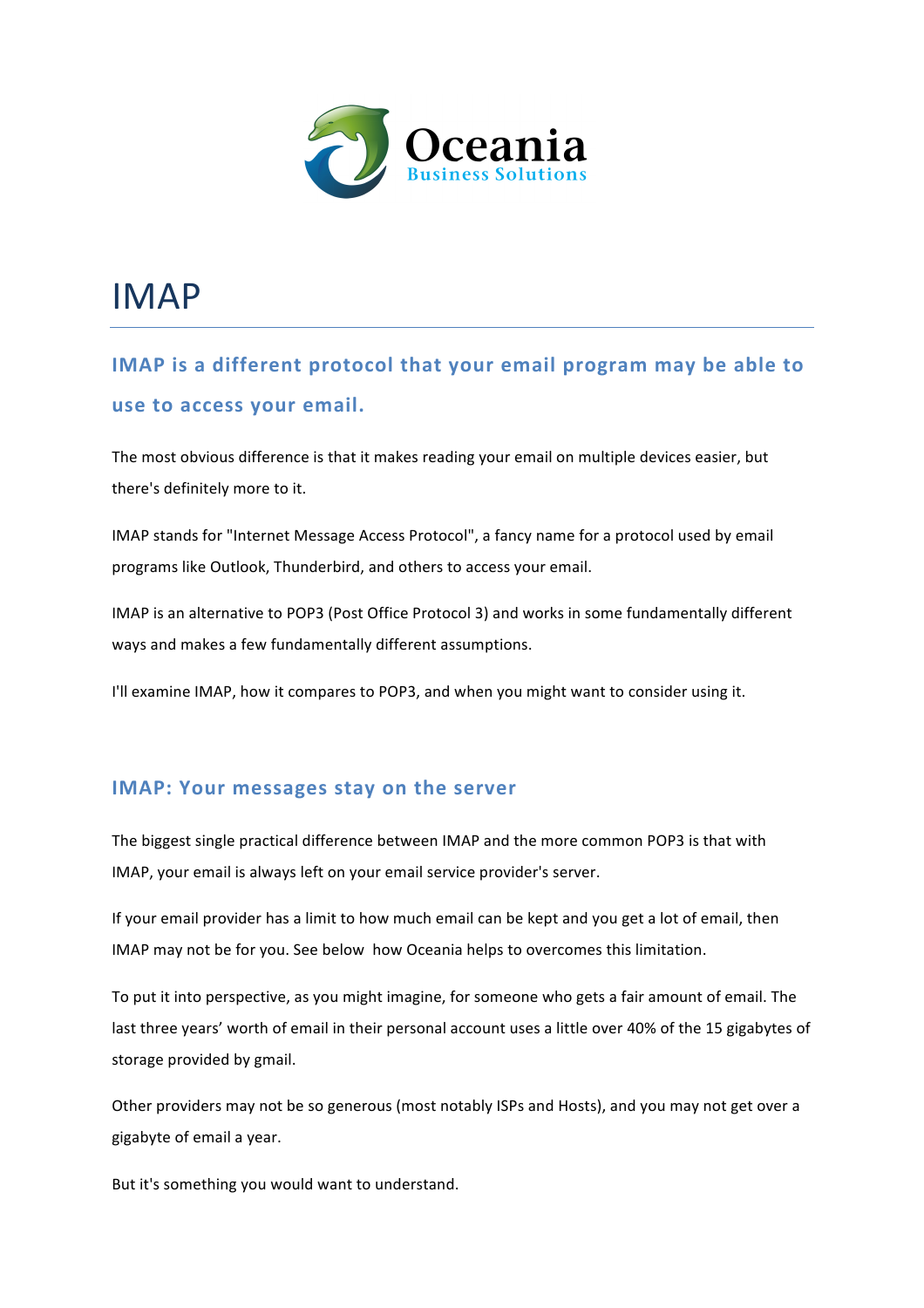Oceania
Business Solutions

# IMAP

## IMAP is a different protocol that your email program may be able to use to access your email.

The most obvious difference is that it makes reading your email on multiple devices easier, but there's definitely more to it.

IMAP stands for "Internet Message Access Protocol", a fancy name for a protocol used by email programs like Outlook, Thunderbird, and others to access your email.

IMAP is an alternative to POP3 (Post Office Protocol 3) and works in some fundamentally different ways and makes a few fundamentally different assumptions.

I'll examine IMAP, how it compares to POP3, and when you might want to consider using it.

## IMAP: Your messages stay on the server

The biggest single practical difference between IMAP and the more common POP3 is that with IMAP, your email is always left on your email service provider's server.

If your email provider has a limit to how much email can be kept and you get a lot of email, then IMAP may not be for you. See below how Oceania helps to overcomes this limitation.

To put it into perspective, as you might imagine, for someone who gets a fair amount of email. The last three years' worth of email in their personal account uses a little over 40% of the 15 gigabytes of storage provided by gmail.

Other providers may not be so generous (most notably ISPs and Hosts), and you may not get over a gigabyte of email a year.

But it's something you would want to understand.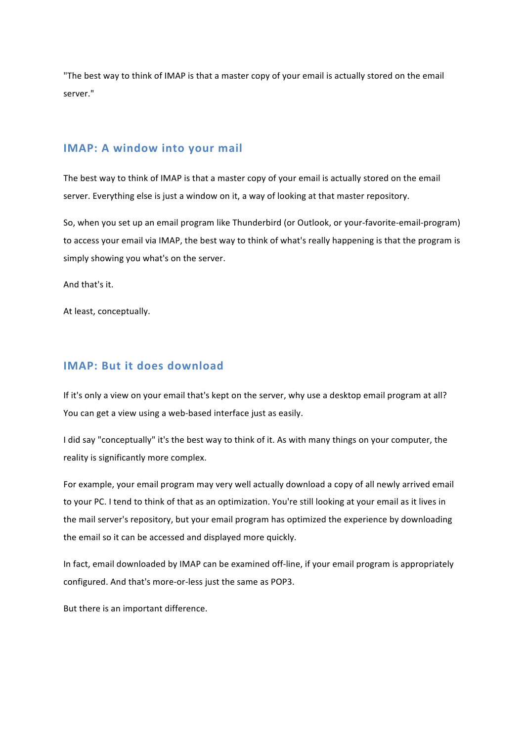"The best way to think of IMAP is that a master copy of your email is actually stored on the email server."

## IMAP: A window into your mail

The best way to think of IMAP is that a master copy of your email is actually stored on the email server. Everything else is just a window on it, a way of looking at that master repository.

So, when you set up an email program like Thunderbird (or Outlook, or your-favorite-email-program) to access your email via IMAP, the best way to think of what's really happening is that the program is simply showing you what's on the server.

And that's it.

At least, conceptually.

## IMAP: But it does download

If it's only a view on your email that's kept on the server, why use a desktop email program at all? You can get a view using a web-based interface just as easily.

I did say "conceptually" it's the best way to think of it. As with many things on your computer, the reality is significantly more complex.

For example, your email program may very well actually download a copy of all newly arrived email to your PC. I tend to think of that as an optimization. You're still looking at your email as it lives in the mail server's repository, but your email program has optimized the experience by downloading the email so it can be accessed and displayed more quickly.

In fact, email downloaded by IMAP can be examined off-line, if your email program is appropriately configured. And that's more-or-less just the same as POP3.

But there is an important difference.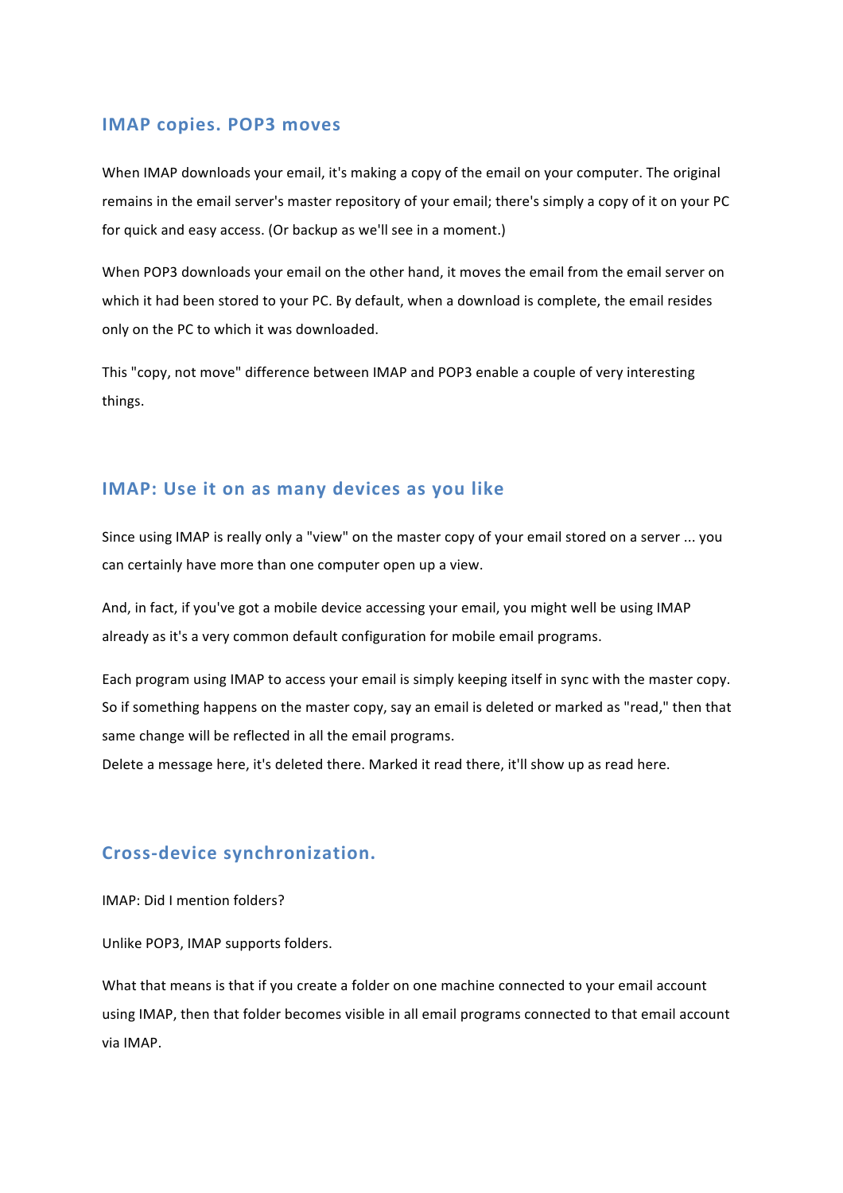## IMAP copies. POP3 moves

When IMAP downloads your email, it's making a copy of the email on your computer. The original remains in the email server's master repository of your email; there's simply a copy of it on your PC for quick and easy access. (Or backup as we'll see in a moment.)

When POP3 downloads your email on the other hand, it moves the email from the email server on which it had been stored to your PC. By default, when a download is complete, the email resides only on the PC to which it was downloaded.

This "copy, not move" difference between IMAP and POP3 enable a couple of very interesting things.

## IMAP: Use it on as many devices as you like

Since using IMAP is really only a "view" on the master copy of your email stored on a server ... you can certainly have more than one computer open up a view.

And, in fact, if you've got a mobile device accessing your email, you might well be using IMAP already as it's a very common default configuration for mobile email programs.

Each program using IMAP to access your email is simply keeping itself in sync with the master copy. So if something happens on the master copy, say an email is deleted or marked as "read," then that same change will be reflected in all the email programs.
Delete a message here, it's deleted there. Marked it read there, it'll show up as read here.

## Cross-device synchronization.

IMAP: Did I mention folders?

Unlike POP3, IMAP supports folders.

What that means is that if you create a folder on one machine connected to your email account using IMAP, then that folder becomes visible in all email programs connected to that email account via IMAP.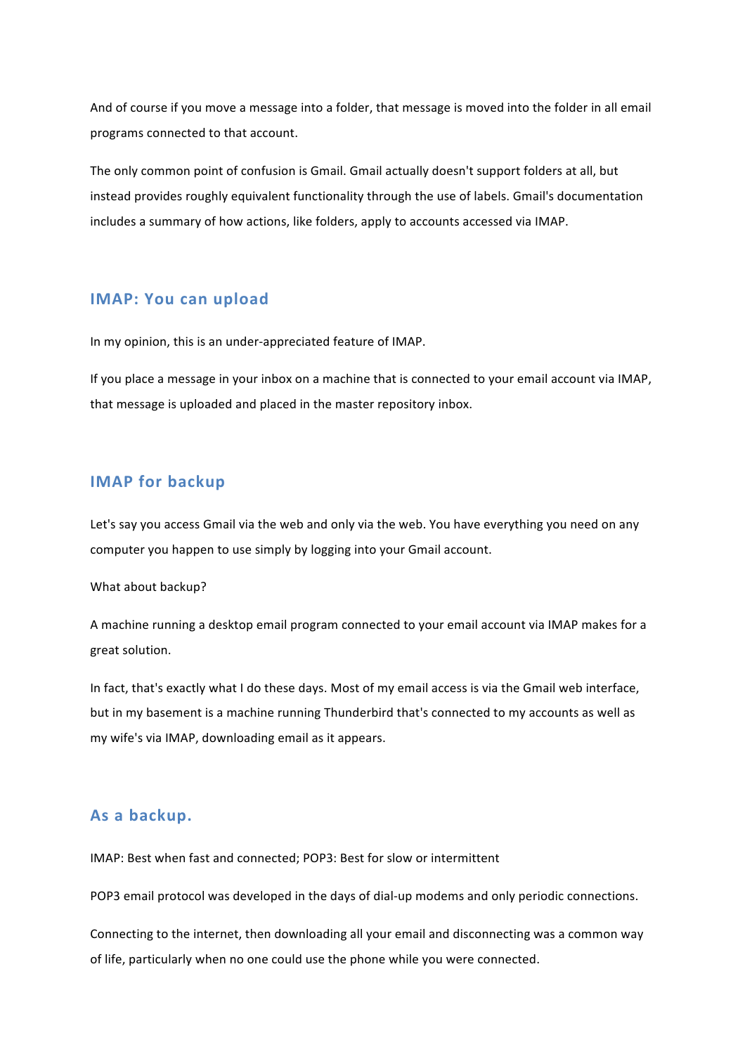And of course if you move a message into a folder, that message is moved into the folder in all email programs connected to that account.

The only common point of confusion is Gmail. Gmail actually doesn't support folders at all, but instead provides roughly equivalent functionality through the use of labels. Gmail's documentation includes a summary of how actions, like folders, apply to accounts accessed via IMAP.

## IMAP: You can upload

In my opinion, this is an under-appreciated feature of IMAP.

If you place a message in your inbox on a machine that is connected to your email account via IMAP, that message is uploaded and placed in the master repository inbox.

## IMAP for backup

Let's say you access Gmail via the web and only via the web. You have everything you need on any computer you happen to use simply by logging into your Gmail account.

What about backup?

A machine running a desktop email program connected to your email account via IMAP makes for a great solution.

In fact, that's exactly what I do these days. Most of my email access is via the Gmail web interface, but in my basement is a machine running Thunderbird that's connected to my accounts as well as my wife's via IMAP, downloading email as it appears.

## As a backup.

IMAP: Best when fast and connected; POP3: Best for slow or intermittent

POP3 email protocol was developed in the days of dial-up modems and only periodic connections.

Connecting to the internet, then downloading all your email and disconnecting was a common way of life, particularly when no one could use the phone while you were connected.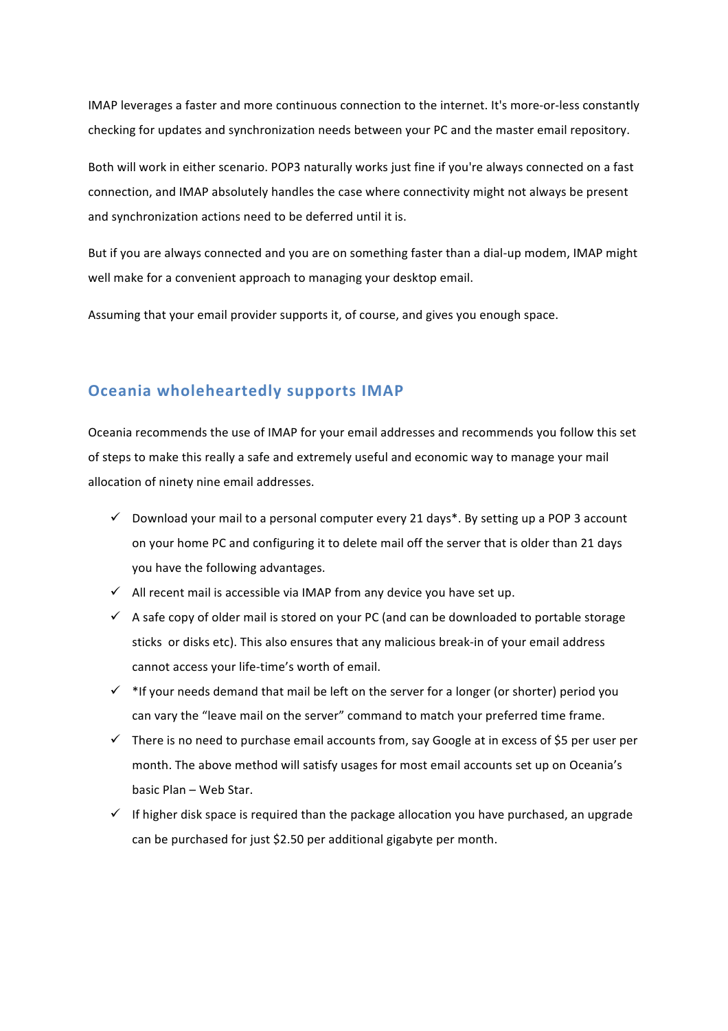IMAP leverages a faster and more continuous connection to the internet. It's more-or-less constantly checking for updates and synchronization needs between your PC and the master email repository.

Both will work in either scenario. POP3 naturally works just fine if you're always connected on a fast connection, and IMAP absolutely handles the case where connectivity might not always be present and synchronization actions need to be deferred until it is.

But if you are always connected and you are on something faster than a dial-up modem, IMAP might well make for a convenient approach to managing your desktop email.

Assuming that your email provider supports it, of course, and gives you enough space.

## Oceania wholeheartedly supports IMAP

Oceania recommends the use of IMAP for your email addresses and recommends you follow this set of steps to make this really a safe and extremely useful and economic way to manage your mail allocation of ninety nine email addresses.

- ✓ Download your mail to a personal computer every 21 days*. By setting up a POP 3 account on your home PC and configuring it to delete mail off the server that is older than 21 days you have the following advantages.
- ✓ All recent mail is accessible via IMAP from any device you have set up.
- ✓ A safe copy of older mail is stored on your PC (and can be downloaded to portable storage sticks or disks etc). This also ensures that any malicious break-in of your email address cannot access your life-time's worth of email.
- ✓ *If your needs demand that mail be left on the server for a longer (or shorter) period you can vary the "leave mail on the server" command to match your preferred time frame.
- ✓ There is no need to purchase email accounts from, say Google at in excess of $5 per user per month. The above method will satisfy usages for most email accounts set up on Oceania's basic Plan – Web Star.
- ✓ If higher disk space is required than the package allocation you have purchased, an upgrade can be purchased for just $2.50 per additional gigabyte per month.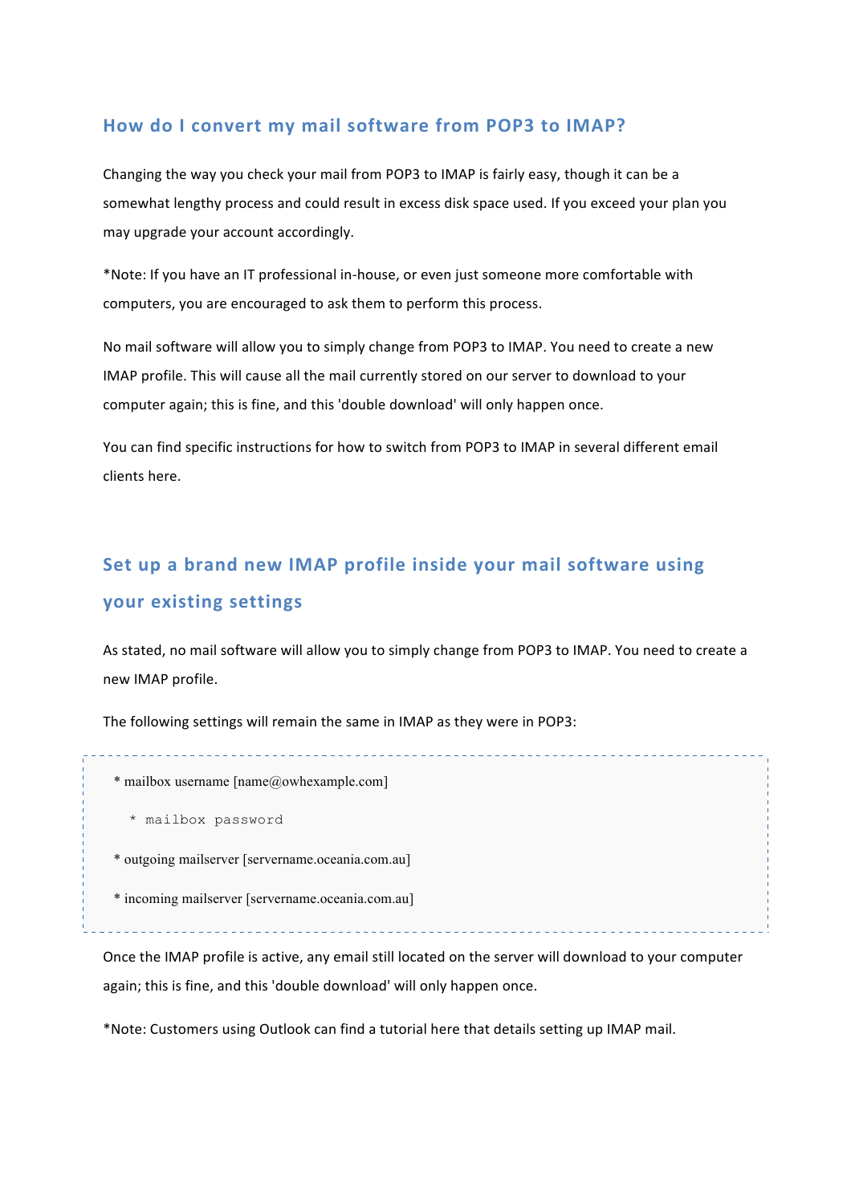## How do I convert my mail software from POP3 to IMAP?

Changing the way you check your mail from POP3 to IMAP is fairly easy, though it can be a somewhat lengthy process and could result in excess disk space used. If you exceed your plan you may upgrade your account accordingly.

*Note: If you have an IT professional in-house, or even just someone more comfortable with computers, you are encouraged to ask them to perform this process.

No mail software will allow you to simply change from POP3 to IMAP. You need to create a new IMAP profile. This will cause all the mail currently stored on our server to download to your computer again; this is fine, and this 'double download' will only happen once.

You can find specific instructions for how to switch from POP3 to IMAP in several different email clients here.

## Set up a brand new IMAP profile inside your mail software using your existing settings

As stated, no mail software will allow you to simply change from POP3 to IMAP. You need to create a new IMAP profile.

The following settings will remain the same in IMAP as they were in POP3:

```
* mailbox username [name@owhexample.com]
  * mailbox password
* outgoing mailserver [servername.oceania.com.au]
* incoming mailserver [servername.oceania.com.au]
```

Once the IMAP profile is active, any email still located on the server will download to your computer again; this is fine, and this 'double download' will only happen once.

*Note: Customers using Outlook can find a tutorial here that details setting up IMAP mail.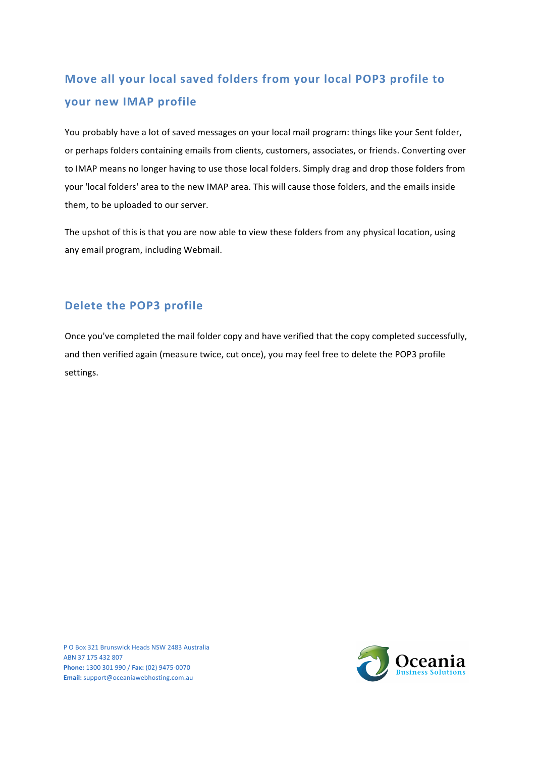## Move all your local saved folders from your local POP3 profile to your new IMAP profile

You probably have a lot of saved messages on your local mail program: things like your Sent folder, or perhaps folders containing emails from clients, customers, associates, or friends. Converting over to IMAP means no longer having to use those local folders. Simply drag and drop those folders from your 'local folders' area to the new IMAP area. This will cause those folders, and the emails inside them, to be uploaded to our server.

The upshot of this is that you are now able to view these folders from any physical location, using any email program, including Webmail.

## Delete the POP3 profile

Once you've completed the mail folder copy and have verified that the copy completed successfully, and then verified again (measure twice, cut once), you may feel free to delete the POP3 profile settings.